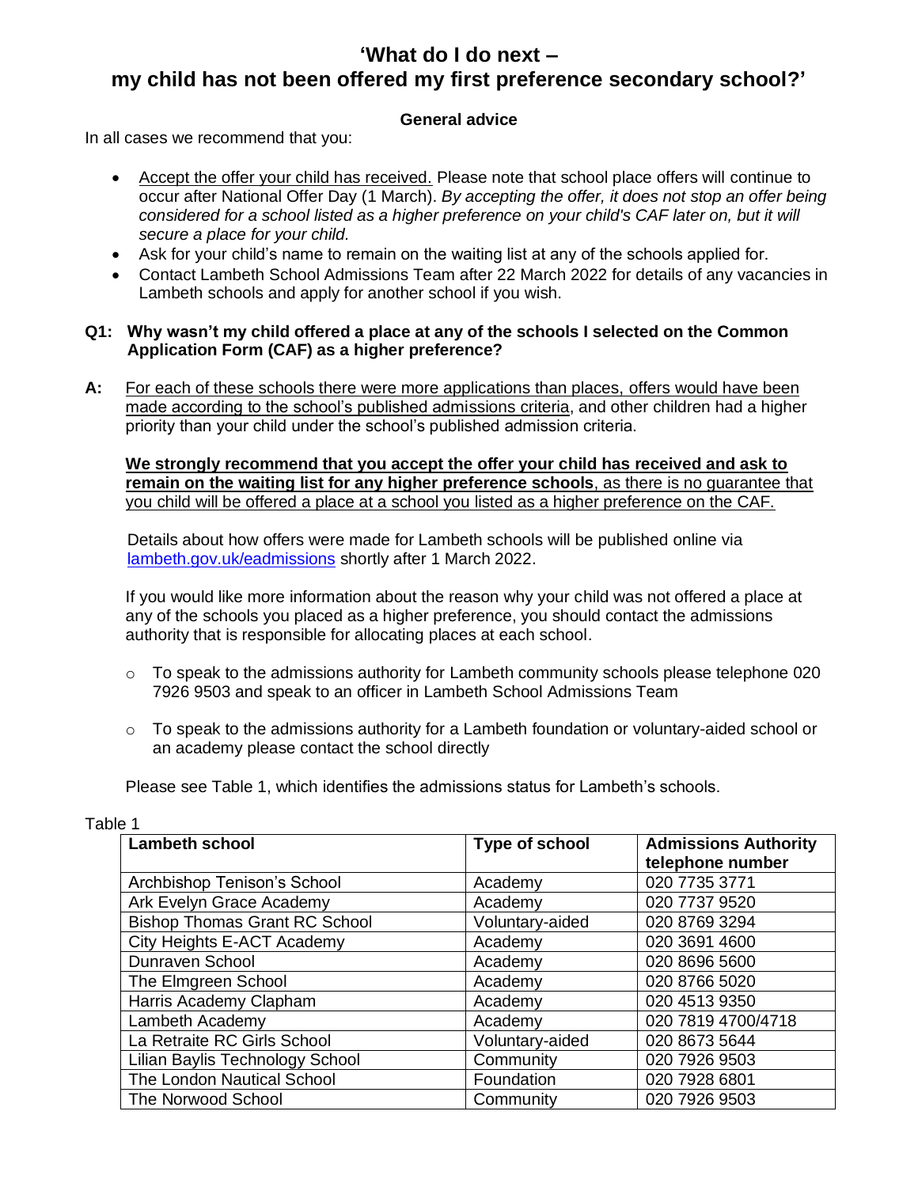# 'What do I do next – my child has not been offered my first preference secondary school?'

## General advice

In all cases we recommend that you:

- Accept the offer your child has received. Please note that school place offers will continue to occur after National Offer Day (1 March). *By accepting the offer, it does not stop an offer being considered for a school listed as a higher preference on your child's CAF later on, but it will secure a place for your child.*
- Ask for your child's name to remain on the waiting list at any of the schools applied for.
- Contact Lambeth School Admissions Team after 22 March 2022 for details of any vacancies in Lambeth schools and apply for another school if you wish.

**Q1: Why wasn't my child offered a place at any of the schools I selected on the Common Application Form (CAF) as a higher preference?**

**A:** For each of these schools there were more applications than places, offers would have been made according to the school's published admissions criteria, and other children had a higher priority than your child under the school's published admission criteria.

**We strongly recommend that you accept the offer your child has received and ask to remain on the waiting list for any higher preference schools**, as there is no guarantee that you child will be offered a place at a school you listed as a higher preference on the CAF.

Details about how offers were made for Lambeth schools will be published online via lambeth.gov.uk/eadmissions shortly after 1 March 2022.

If you would like more information about the reason why your child was not offered a place at any of the schools you placed as a higher preference, you should contact the admissions authority that is responsible for allocating places at each school.

- To speak to the admissions authority for Lambeth community schools please telephone 020 7926 9503 and speak to an officer in Lambeth School Admissions Team
- To speak to the admissions authority for a Lambeth foundation or voluntary-aided school or an academy please contact the school directly

Please see Table 1, which identifies the admissions status for Lambeth's schools.

Table 1

| Lambeth school | Type of school | Admissions Authority telephone number |
|---|---|---|
| Archbishop Tenison's School | Academy | 020 7735 3771 |
| Ark Evelyn Grace Academy | Academy | 020 7737 9520 |
| Bishop Thomas Grant RC School | Voluntary-aided | 020 8769 3294 |
| City Heights E-ACT Academy | Academy | 020 3691 4600 |
| Dunraven School | Academy | 020 8696 5600 |
| The Elmgreen School | Academy | 020 8766 5020 |
| Harris Academy Clapham | Academy | 020 4513 9350 |
| Lambeth Academy | Academy | 020 7819 4700/4718 |
| La Retraite RC Girls School | Voluntary-aided | 020 8673 5644 |
| Lilian Baylis Technology School | Community | 020 7926 9503 |
| The London Nautical School | Foundation | 020 7928 6801 |
| The Norwood School | Community | 020 7926 9503 |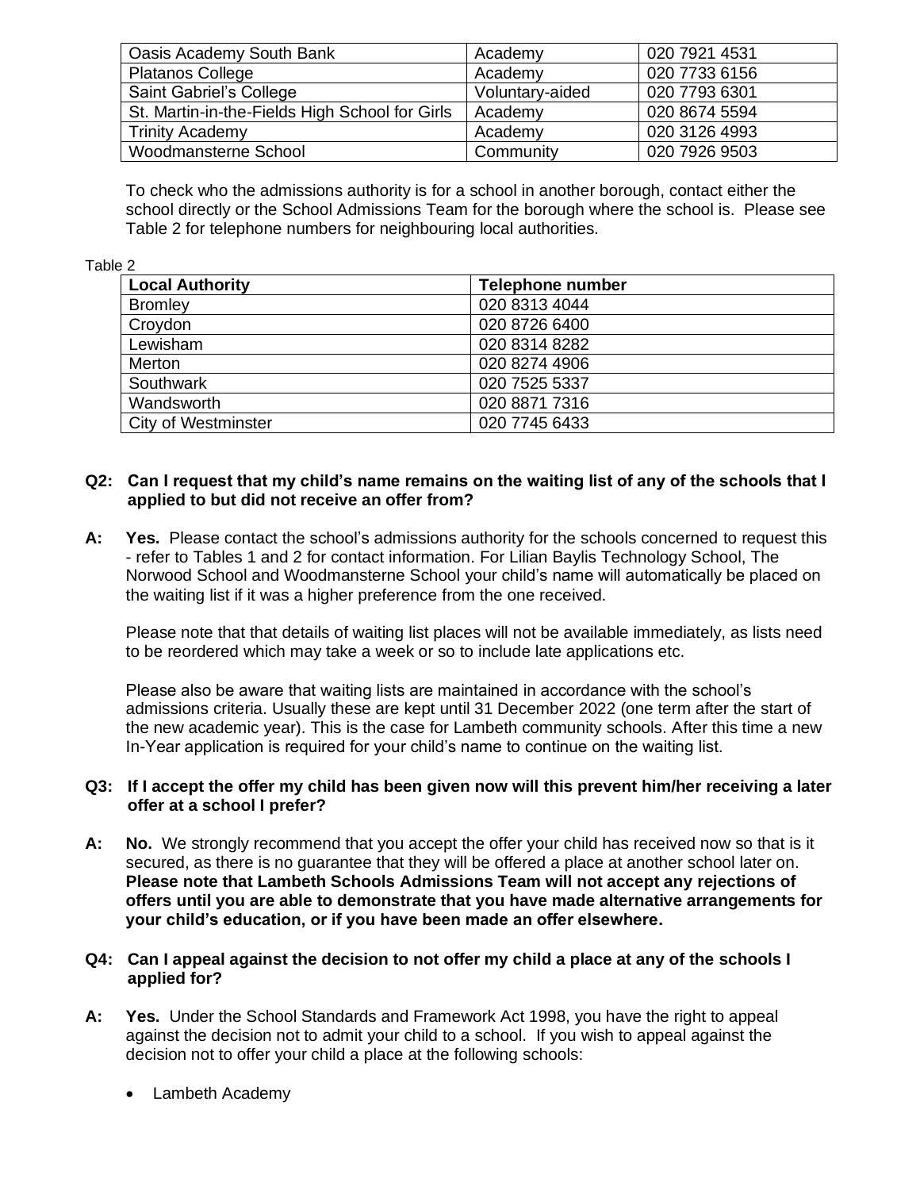| Oasis Academy South Bank | Academy | 020 7921 4531 |
|---|---|---|
| Platanos College | Academy | 020 7733 6156 |
| Saint Gabriel's College | Voluntary-aided | 020 7793 6301 |
| St. Martin-in-the-Fields High School for Girls | Academy | 020 8674 5594 |
| Trinity Academy | Academy | 020 3126 4993 |
| Woodmansterne School | Community | 020 7926 9503 |

To check who the admissions authority is for a school in another borough, contact either the school directly or the School Admissions Team for the borough where the school is. Please see Table 2 for telephone numbers for neighbouring local authorities.

Table 2

| Local Authority | Telephone number |
|---|---|
| Bromley | 020 8313 4044 |
| Croydon | 020 8726 6400 |
| Lewisham | 020 8314 8282 |
| Merton | 020 8274 4906 |
| Southwark | 020 7525 5337 |
| Wandsworth | 020 8871 7316 |
| City of Westminster | 020 7745 6433 |

**Q2: Can I request that my child's name remains on the waiting list of any of the schools that I applied to but did not receive an offer from?**

**A:** **Yes.** Please contact the school's admissions authority for the schools concerned to request this - refer to Tables 1 and 2 for contact information. For Lilian Baylis Technology School, The Norwood School and Woodmansterne School your child's name will automatically be placed on the waiting list if it was a higher preference from the one received.

Please note that that details of waiting list places will not be available immediately, as lists need to be reordered which may take a week or so to include late applications etc.

Please also be aware that waiting lists are maintained in accordance with the school's admissions criteria. Usually these are kept until 31 December 2022 (one term after the start of the new academic year). This is the case for Lambeth community schools. After this time a new In-Year application is required for your child's name to continue on the waiting list.

**Q3: If I accept the offer my child has been given now will this prevent him/her receiving a later offer at a school I prefer?**

**A:** **No.** We strongly recommend that you accept the offer your child has received now so that is it secured, as there is no guarantee that they will be offered a place at another school later on. **Please note that Lambeth Schools Admissions Team will not accept any rejections of offers until you are able to demonstrate that you have made alternative arrangements for your child's education, or if you have been made an offer elsewhere.**

**Q4: Can I appeal against the decision to not offer my child a place at any of the schools I applied for?**

**A:** **Yes.** Under the School Standards and Framework Act 1998, you have the right to appeal against the decision not to admit your child to a school. If you wish to appeal against the decision not to offer your child a place at the following schools:

- Lambeth Academy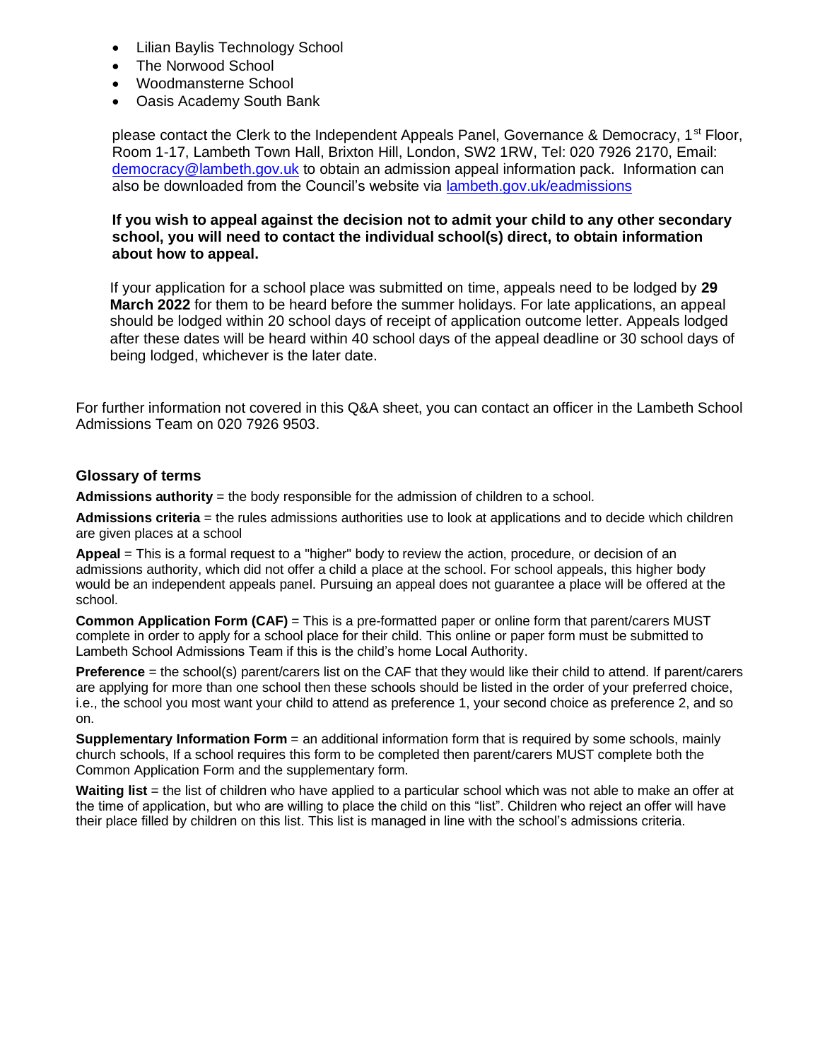- Lilian Baylis Technology School
- The Norwood School
- Woodmansterne School
- Oasis Academy South Bank

please contact the Clerk to the Independent Appeals Panel, Governance & Democracy, 1st Floor, Room 1-17, Lambeth Town Hall, Brixton Hill, London, SW2 1RW, Tel: 020 7926 2170, Email: democracy@lambeth.gov.uk to obtain an admission appeal information pack. Information can also be downloaded from the Council's website via lambeth.gov.uk/eadmissions

**If you wish to appeal against the decision not to admit your child to any other secondary school, you will need to contact the individual school(s) direct, to obtain information about how to appeal.**

If your application for a school place was submitted on time, appeals need to be lodged by **29 March 2022** for them to be heard before the summer holidays. For late applications, an appeal should be lodged within 20 school days of receipt of application outcome letter. Appeals lodged after these dates will be heard within 40 school days of the appeal deadline or 30 school days of being lodged, whichever is the later date.

For further information not covered in this Q&A sheet, you can contact an officer in the Lambeth School Admissions Team on 020 7926 9503.

### Glossary of terms

**Admissions authority** = the body responsible for the admission of children to a school.

**Admissions criteria** = the rules admissions authorities use to look at applications and to decide which children are given places at a school

**Appeal** = This is a formal request to a "higher" body to review the action, procedure, or decision of an admissions authority, which did not offer a child a place at the school. For school appeals, this higher body would be an independent appeals panel. Pursuing an appeal does not guarantee a place will be offered at the school.

**Common Application Form (CAF)** = This is a pre-formatted paper or online form that parent/carers MUST complete in order to apply for a school place for their child. This online or paper form must be submitted to Lambeth School Admissions Team if this is the child's home Local Authority.

**Preference** = the school(s) parent/carers list on the CAF that they would like their child to attend. If parent/carers are applying for more than one school then these schools should be listed in the order of your preferred choice, i.e., the school you most want your child to attend as preference 1, your second choice as preference 2, and so on.

**Supplementary Information Form** = an additional information form that is required by some schools, mainly church schools, If a school requires this form to be completed then parent/carers MUST complete both the Common Application Form and the supplementary form.

**Waiting list** = the list of children who have applied to a particular school which was not able to make an offer at the time of application, but who are willing to place the child on this "list". Children who reject an offer will have their place filled by children on this list. This list is managed in line with the school's admissions criteria.